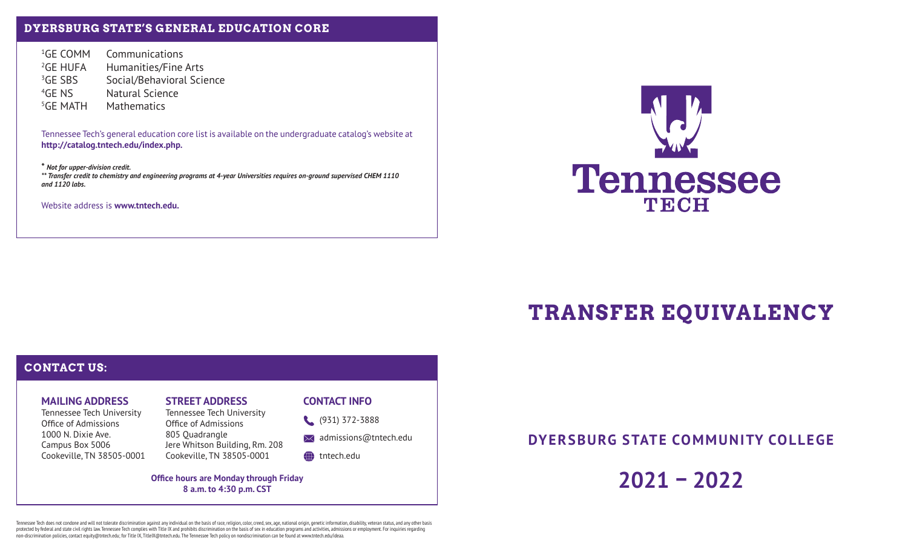## DYERSBURG STATE'S GENERAL EDUCATION CORE

| | |
|---|---|
| [1]GE COMM | Communications |
| [2]GE HUFA | Humanities/Fine Arts |
| [3]GE SBS | Social/Behavioral Science |
| [4]GE NS | Natural Science |
| [5]GE MATH | Mathematics |

Tennessee Tech's general education core list is available on the undergraduate catalog's website at **http://catalog.tntech.edu/index.php.**

*** *Not for upper-division credit.***
***** *Transfer credit to chemistry and engineering programs at 4-year Universities requires on-ground supervised CHEM 1110 and 1120 labs.***

Website address is **www.tntech.edu.**

## CONTACT US:

### MAILING ADDRESS
Tennessee Tech University
Office of Admissions
1000 N. Dixie Ave.
Campus Box 5006
Cookeville, TN 38505-0001

### STREET ADDRESS
Tennessee Tech University
Office of Admissions
805 Quadrangle
Jere Whitson Building, Rm. 208
Cookeville, TN 38505-0001

### CONTACT INFO
(931) 372-3888
admissions@tntech.edu
tntech.edu

**Office hours are Monday through Friday**
**8 a.m. to 4:30 p.m. CST**

Tennessee Tech does not condone and will not tolerate discrimination against any individual on the basis of race, religion, color, creed, sex, age, national origin, genetic information, disability, veteran status, and any other basis protected by federal and state civil rights law. Tennessee Tech complies with Title IX and prohibits discrimination on the basis of sex in education programs and activities, admissions or employment. For inquiries regarding non-discrimination policies, contact equity@tntech.edu; for Title IX, TitleIX@tntech.edu. The Tennessee Tech policy on nondiscrimination can be found at www.tntech.edu/ideaa.

Tennessee TECH

# TRANSFER EQUIVALENCY

## DYERSBURG STATE COMMUNITY COLLEGE

## 2021 – 2022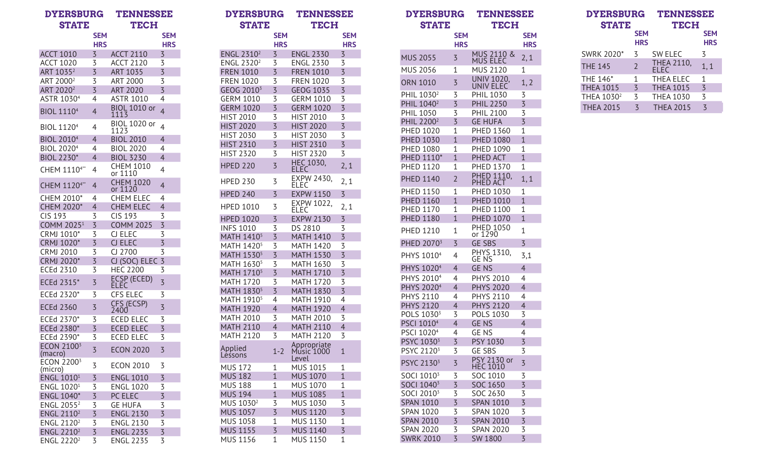| DYERSBURG STATE | SEM HRS | TENNESSEE TECH | SEM HRS |
|---|---|---|---|
| ACCT 1010 | 3 | ACCT 2110 | 3 |
| ACCT 1020 | 3 | ACCT 2120 | 3 |
| ART 1035[2] | 3 | ART 1035 | 3 |
| ART 2000[2] | 3 | ART 2000 | 3 |
| ART 2020[2] | 3 | ART 2020 | 3 |
| ASTR 1030[4] | 4 | ASTR 1010 | 4 |
| BIOL 1110[4] | 4 | BIOL 1010 or 1113 | 4 |
| BIOL 1120[4] | 4 | BIOL 1020 or 1123 | 4 |
| BIOL 2010[4] | 4 | BIOL 2010 | 4 |
| BIOL 2020[4] | 4 | BIOL 2020 | 4 |
| BIOL 2230* | 4 | BIOL 3230 | 4 |
| CHEM 1110[4**] | 4 | CHEM 1010 or 1110 | 4 |
| CHEM 1120[4**] | 4 | CHEM 1020 or 1120 | 4 |
| CHEM 2010* | 4 | CHEM ELEC | 4 |
| CHEM 2020* | 4 | CHEM ELEC | 4 |
| CIS 193 | 3 | CIS 193 | 3 |
| COMM 2025[1] | 3 | COMM 2025 | 3 |
| CRMJ 1010* | 3 | CJ ELEC | 3 |
| CRMJ 1020* | 3 | CJ ELEC | 3 |
| CRMJ 2010 | 3 | CJ 2700 | 3 |
| CRMJ 2020* | 3 | CJ (SOC) ELEC | 3 |
| ECEd 2310 | 3 | HEC 2200 | 3 |
| ECEd 2315* | 3 | ECSP (ECED) ELEC | 3 |
| ECEd 2320* | 3 | CFS ELEC | 3 |
| ECEd 2360 | 3 | CFS (ECSP) 2400 | 3 |
| ECEd 2370* | 3 | ECED ELEC | 3 |
| ECEd 2380* | 3 | ECED ELEC | 3 |
| ECEd 2390* | 3 | ECED ELEC | 3 |
| ECON 2100[3] (macro) | 3 | ECON 2020 | 3 |
| ECON 2200[3] (micro) | 3 | ECON 2010 | 3 |
| ENGL 1010[1] | 3 | ENGL 1010 | 3 |
| ENGL 1020[1] | 3 | ENGL 1020 | 3 |
| ENGL 1040* | 3 | PC ELEC | 3 |
| ENGL 2055[2] | 3 | GE HUFA | 3 |
| ENGL 2110[2] | 3 | ENGL 2130 | 3 |
| ENGL 2120[2] | 3 | ENGL 2130 | 3 |
| ENGL 2210[2] | 3 | ENGL 2235 | 3 |
| ENGL 2220[2] | 3 | ENGL 2235 | 3 |
| ENGL 2310[2] | 3 | ENGL 2330 | 3 |
| ENGL 2320[2] | 3 | ENGL 2330 | 3 |
| FREN 1010 | 3 | FREN 1010 | 3 |
| FREN 1020 | 3 | FREN 1020 | 3 |
| GEOG 2010[3] | 3 | GEOG 1035 | 3 |
| GERM 1010 | 3 | GERM 1010 | 3 |
| GERM 1020 | 3 | GERM 1020 | 3 |
| HIST 2010 | 3 | HIST 2010 | 3 |
| HIST 2020 | 3 | HIST 2020 | 3 |
| HIST 2030 | 3 | HIST 2030 | 3 |
| HIST 2310 | 3 | HIST 2310 | 3 |
| HIST 2320 | 3 | HIST 2320 | 3 |
| HPED 220 | 3 | HEC 1030, ELEC | 2, 1 |
| HPED 230 | 3 | EXPW 2430, ELEC | 2, 1 |
| HPED 240 | 3 | EXPW 1150 | 3 |
| HPED 1010 | 3 | EXPW 1022, ELEC | 2, 1 |
| HPED 1020 | 3 | EXPW 2130 | 3 |
| INFS 1010 | 3 | DS 2810 | 3 |
| MATH 1410[5] | 3 | MATH 1410 | 3 |
| MATH 1420[5] | 3 | MATH 1420 | 3 |
| MATH 1530[5] | 3 | MATH 1530 | 3 |
| MATH 1630[5] | 3 | MATH 1630 | 3 |
| MATH 1710[5] | 3 | MATH 1710 | 3 |
| MATH 1720 | 3 | MATH 1720 | 3 |
| MATH 1830[5] | 3 | MATH 1830 | 3 |
| MATH 1910[5] | 4 | MATH 1910 | 4 |
| MATH 1920 | 4 | MATH 1920 | 4 |
| MATH 2010 | 3 | MATH 2010 | 3 |
| MATH 2110 | 4 | MATH 2110 | 4 |
| MATH 2120 | 3 | MATH 2120 | 3 |
| Applied Lessons | 1-2 | Appropriate Music 1000 Level | 1 |
| MUS 172 | 1 | MUS 1015 | 1 |
| MUS 182 | 1 | MUS 1070 | 1 |
| MUS 188 | 1 | MUS 1070 | 1 |
| MUS 194 | 1 | MUS 1085 | 1 |
| MUS 1030[2] | 3 | MUS 1030 | 3 |
| MUS 1057 | 3 | MUS 1120 | 3 |
| MUS 1058 | 1 | MUS 1130 | 1 |
| MUS 1155 | 3 | MUS 1140 | 3 |
| MUS 1156 | 1 | MUS 1150 | 1 |
| MUS 2055 | 3 | MUS 2110 & MUS ELEC | 2, 1 |
| MUS 2056 | 1 | MUS 2120 | 1 |
| ORN 1010 | 3 | UNIV 1020, UNIV ELEC | 1, 2 |
| PHIL 1030[2] | 3 | PHIL 1030 | 3 |
| PHIL 1040[2] | 3 | PHIL 2250 | 3 |
| PHIL 1050 | 3 | PHIL 2100 | 3 |
| PHIL 2200[2] | 3 | GE HUFA | 3 |
| PHED 1020 | 1 | PHED 1360 | 1 |
| PHED 1030 | 1 | PHED 1080 | 1 |
| PHED 1080 | 1 | PHED 1090 | 1 |
| PHED 1110* | 1 | PHED ACT | 1 |
| PHED 1120 | 1 | PHED 1370 | 1 |
| PHED 1140 | 2 | PHED 1110, PHED ACT | 1, 1 |
| PHED 1150 | 1 | PHED 1030 | 1 |
| PHED 1160 | 1 | PHED 1010 | 1 |
| PHED 1170 | 1 | PHED 1100 | 1 |
| PHED 1180 | 1 | PHED 1070 | 1 |
| PHED 1210 | 1 | PHED 1050 or 1290 | 1 |
| PHED 2070[3] | 3 | GE SBS | 3 |
| PHYS 1010[4] | 4 | PHYS 1310, GE NS | 3,1 |
| PHYS 1020[4] | 4 | GE NS | 4 |
| PHYS 2010[4] | 4 | PHYS 2010 | 4 |
| PHYS 2020[4] | 4 | PHYS 2020 | 4 |
| PHYS 2110 | 4 | PHYS 2110 | 4 |
| PHYS 2120 | 4 | PHYS 2120 | 4 |
| POLS 1030[3] | 3 | POLS 1030 | 3 |
| PSCI 1010[4] | 4 | GE NS | 4 |
| PSCI 1020[4] | 4 | GE NS | 4 |
| PSYC 1030[3] | 3 | PSY 1030 | 3 |
| PSYC 2120[3] | 3 | GE SBS | 3 |
| PSYC 2130[3] | 3 | PSY 2130 or HEC 1010 | 3 |
| SOCI 1010[3] | 3 | SOC 1010 | 3 |
| SOCI 1040[3] | 3 | SOC 1650 | 3 |
| SOCI 2010[3] | 3 | SOC 2630 | 3 |
| SPAN 1010 | 3 | SPAN 1010 | 3 |
| SPAN 1020 | 3 | SPAN 1020 | 3 |
| SPAN 2010 | 3 | SPAN 2010 | 3 |
| SPAN 2020 | 3 | SPAN 2020 | 3 |
| SWRK 2010 | 3 | SW 1800 | 3 |
| SWRK 2020* | 3 | SW ELEC | 3 |
| THE 145 | 2 | THEA 2110, ELEC | 1, 1 |
| THE 146* | 1 | THEA ELEC | 1 |
| THEA 1015 | 3 | THEA 1015 | 3 |
| THEA 1030[2] | 3 | THEA 1030 | 3 |
| THEA 2015 | 3 | THEA 2015 | 3 |